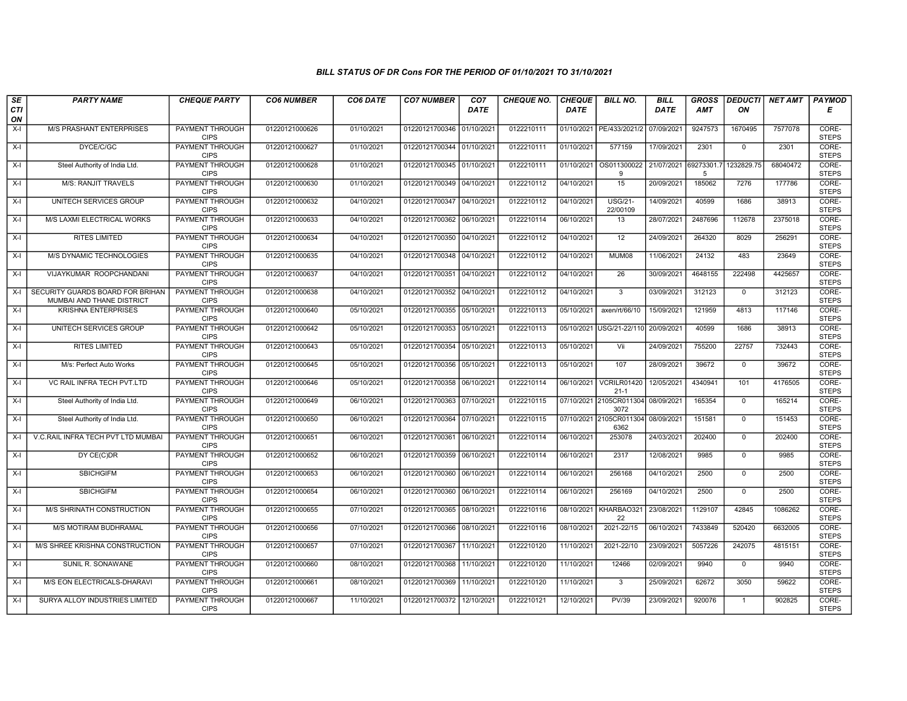### BILL STATUS OF DR Cons FOR THE PERIOD OF 01/10/2021 TO 31/10/2021

| SECTION | PARTY NAME | CHEQUE PARTY | CO6 NUMBER | CO6 DATE | CO7 NUMBER | CO7 DATE | CHEQUE NO. | CHEQUE DATE | BILL NO. | BILL DATE | GROSS AMT | DEDUCTION | NET AMT | PAYMODE |
|---|---|---|---|---|---|---|---|---|---|---|---|---|---|---|
| X-I | M/S PRASHANT ENTERPRISES | PAYMENT THROUGH CIPS | 01220121000626 | 01/10/2021 | 01220121700346 | 01/10/2021 | 0122210111 | 01/10/2021 | PE/433/2021/2 | 07/09/2021 | 9247573 | 1670495 | 7577078 | CORE-STEPS |
| X-I | DYCE/C/GC | PAYMENT THROUGH CIPS | 01220121000627 | 01/10/2021 | 01220121700344 | 01/10/2021 | 0122210111 | 01/10/2021 | 577159 | 17/09/2021 | 2301 | 0 | 2301 | CORE-STEPS |
| X-I | Steel Authority of India Ltd. | PAYMENT THROUGH CIPS | 01220121000628 | 01/10/2021 | 01220121700345 | 01/10/2021 | 0122210111 | 01/10/2021 | OS0113000229 | 21/07/2021 | 69273301.75 | 1232829.75 | 68040472 | CORE-STEPS |
| X-I | M/S: RANJIT TRAVELS | PAYMENT THROUGH CIPS | 01220121000630 | 01/10/2021 | 01220121700349 | 04/10/2021 | 0122210112 | 04/10/2021 | 15 | 20/09/2021 | 185062 | 7276 | 177786 | CORE-STEPS |
| X-I | UNITECH SERVICES GROUP | PAYMENT THROUGH CIPS | 01220121000632 | 04/10/2021 | 01220121700347 | 04/10/2021 | 0122210112 | 04/10/2021 | USG/21-22/00109 | 14/09/2021 | 40599 | 1686 | 38913 | CORE-STEPS |
| X-I | M/S LAXMI ELECTRICAL WORKS | PAYMENT THROUGH CIPS | 01220121000633 | 04/10/2021 | 01220121700362 | 06/10/2021 | 0122210114 | 06/10/2021 | 13 | 28/07/2021 | 2487696 | 112678 | 2375018 | CORE-STEPS |
| X-I | RITES LIMITED | PAYMENT THROUGH CIPS | 01220121000634 | 04/10/2021 | 01220121700350 | 04/10/2021 | 0122210112 | 04/10/2021 | 12 | 24/09/2021 | 264320 | 8029 | 256291 | CORE-STEPS |
| X-I | M/S DYNAMIC TECHNOLOGIES | PAYMENT THROUGH CIPS | 01220121000635 | 04/10/2021 | 01220121700348 | 04/10/2021 | 0122210112 | 04/10/2021 | MUM08 | 11/06/2021 | 24132 | 483 | 23649 | CORE-STEPS |
| X-I | VIJAYKUMAR ROOPCHANDANI | PAYMENT THROUGH CIPS | 01220121000637 | 04/10/2021 | 01220121700351 | 04/10/2021 | 0122210112 | 04/10/2021 | 26 | 30/09/2021 | 4648155 | 222498 | 4425657 | CORE-STEPS |
| X-I | SECURITY GUARDS BOARD FOR BRIHAN MUMBAI AND THANE DISTRICT | PAYMENT THROUGH CIPS | 01220121000638 | 04/10/2021 | 01220121700352 | 04/10/2021 | 0122210112 | 04/10/2021 | 3 | 03/09/2021 | 312123 | 0 | 312123 | CORE-STEPS |
| X-I | KRISHNA ENTERPRISES | PAYMENT THROUGH CIPS | 01220121000640 | 05/10/2021 | 01220121700355 | 05/10/2021 | 0122210113 | 05/10/2021 | axen/rt/66/10 | 15/09/2021 | 121959 | 4813 | 117146 | CORE-STEPS |
| X-I | UNITECH SERVICES GROUP | PAYMENT THROUGH CIPS | 01220121000642 | 05/10/2021 | 01220121700353 | 05/10/2021 | 0122210113 | 05/10/2021 | USG/21-22/110 | 20/09/2021 | 40599 | 1686 | 38913 | CORE-STEPS |
| X-I | RITES LIMITED | PAYMENT THROUGH CIPS | 01220121000643 | 05/10/2021 | 01220121700354 | 05/10/2021 | 0122210113 | 05/10/2021 | Vii | 24/09/2021 | 755200 | 22757 | 732443 | CORE-STEPS |
| X-I | M/s: Perfect Auto Works | PAYMENT THROUGH CIPS | 01220121000645 | 05/10/2021 | 01220121700356 | 05/10/2021 | 0122210113 | 05/10/2021 | 107 | 28/09/2021 | 39672 | 0 | 39672 | CORE-STEPS |
| X-I | VC RAIL INFRA TECH PVT.LTD | PAYMENT THROUGH CIPS | 01220121000646 | 05/10/2021 | 01220121700358 | 06/10/2021 | 0122210114 | 06/10/2021 | VCRILR0142021-1 | 12/05/2021 | 4340941 | 101 | 4176505 | CORE-STEPS |
| X-I | Steel Authority of India Ltd. | PAYMENT THROUGH CIPS | 01220121000649 | 06/10/2021 | 01220121700363 | 07/10/2021 | 0122210115 | 07/10/2021 | 2105CR0113043072 | 08/09/2021 | 165354 | 0 | 165214 | CORE-STEPS |
| X-I | Steel Authority of India Ltd. | PAYMENT THROUGH CIPS | 01220121000650 | 06/10/2021 | 01220121700364 | 07/10/2021 | 0122210115 | 07/10/2021 | 2105CR0113046362 | 08/09/2021 | 151581 | 0 | 151453 | CORE-STEPS |
| X-I | V.C.RAIL INFRA TECH PVT LTD MUMBAI | PAYMENT THROUGH CIPS | 01220121000651 | 06/10/2021 | 01220121700361 | 06/10/2021 | 0122210114 | 06/10/2021 | 253078 | 24/03/2021 | 202400 | 0 | 202400 | CORE-STEPS |
| X-I | DY CE(C)DR | PAYMENT THROUGH CIPS | 01220121000652 | 06/10/2021 | 01220121700359 | 06/10/2021 | 0122210114 | 06/10/2021 | 2317 | 12/08/2021 | 9985 | 0 | 9985 | CORE-STEPS |
| X-I | SBICHGIFM | PAYMENT THROUGH CIPS | 01220121000653 | 06/10/2021 | 01220121700360 | 06/10/2021 | 0122210114 | 06/10/2021 | 256168 | 04/10/2021 | 2500 | 0 | 2500 | CORE-STEPS |
| X-I | SBICHGIFM | PAYMENT THROUGH CIPS | 01220121000654 | 06/10/2021 | 01220121700360 | 06/10/2021 | 0122210114 | 06/10/2021 | 256169 | 04/10/2021 | 2500 | 0 | 2500 | CORE-STEPS |
| X-I | M/S SHRINATH CONSTRUCTION | PAYMENT THROUGH CIPS | 01220121000655 | 07/10/2021 | 01220121700365 | 08/10/2021 | 0122210116 | 08/10/2021 | KHARBAO32122 | 23/08/2021 | 1129107 | 42845 | 1086262 | CORE-STEPS |
| X-I | M/S MOTIRAM BUDHRAMAL | PAYMENT THROUGH CIPS | 01220121000656 | 07/10/2021 | 01220121700366 | 08/10/2021 | 0122210116 | 08/10/2021 | 2021-22/15 | 06/10/2021 | 7433849 | 520420 | 6632005 | CORE-STEPS |
| X-I | M/S SHREE KRISHNA CONSTRUCTION | PAYMENT THROUGH CIPS | 01220121000657 | 07/10/2021 | 01220121700367 | 11/10/2021 | 0122210120 | 11/10/2021 | 2021-22/10 | 23/09/2021 | 5057226 | 242075 | 4815151 | CORE-STEPS |
| X-I | SUNIL R. SONAWANE | PAYMENT THROUGH CIPS | 01220121000660 | 08/10/2021 | 01220121700368 | 11/10/2021 | 0122210120 | 11/10/2021 | 12466 | 02/09/2021 | 9940 | 0 | 9940 | CORE-STEPS |
| X-I | M/S EON ELECTRICALS-DHARAVI | PAYMENT THROUGH CIPS | 01220121000661 | 08/10/2021 | 01220121700369 | 11/10/2021 | 0122210120 | 11/10/2021 | 3 | 25/09/2021 | 62672 | 3050 | 59622 | CORE-STEPS |
| X-I | SURYA ALLOY INDUSTRIES LIMITED | PAYMENT THROUGH CIPS | 01220121000667 | 11/10/2021 | 01220121700372 | 12/10/2021 | 0122210121 | 12/10/2021 | PV/39 | 23/09/2021 | 920076 | 1 | 902825 | CORE-STEPS |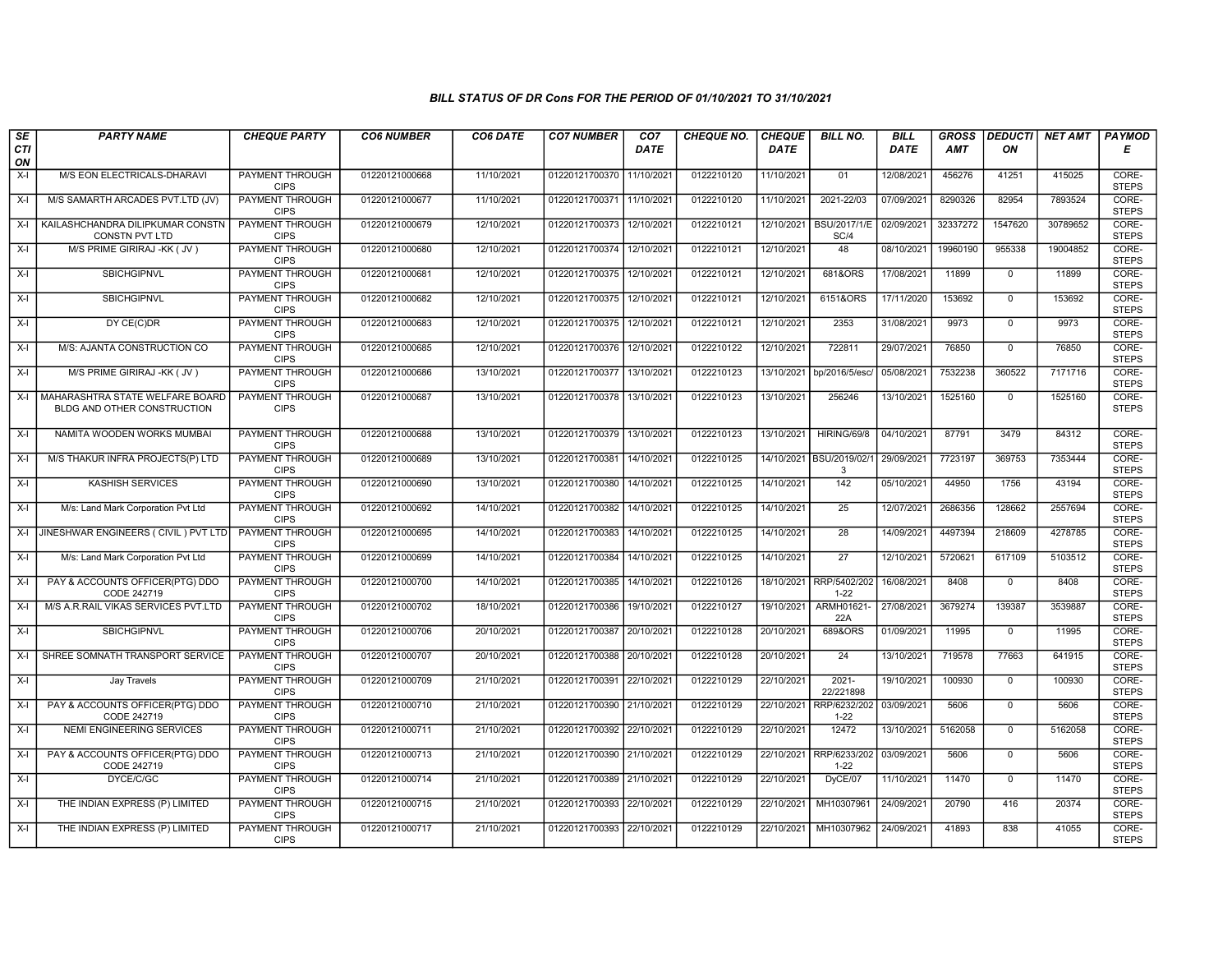# BILL STATUS OF DR Cons FOR THE PERIOD OF 01/10/2021 TO 31/10/2021

| SECTION | PARTY NAME | CHEQUE PARTY | CO6 NUMBER | CO6 DATE | CO7 NUMBER | CO7 DATE | CHEQUE NO. | CHEQUE DATE | BILL NO. | BILL DATE | GROSS AMT | DEDUCTION | NET AMT | PAYMODE |
|---|---|---|---|---|---|---|---|---|---|---|---|---|---|---|
| X-I | M/S EON ELECTRICALS-DHARAVI | PAYMENT THROUGH CIPS | 01220121000668 | 11/10/2021 | 01220121700370 | 11/10/2021 | 0122210120 | 11/10/2021 | 01 | 12/08/2021 | 456276 | 41251 | 415025 | CORE-STEPS |
| X-I | M/S SAMARTH ARCADES PVT.LTD (JV) | PAYMENT THROUGH CIPS | 01220121000677 | 11/10/2021 | 01220121700371 | 11/10/2021 | 0122210120 | 11/10/2021 | 2021-22/03 | 07/09/2021 | 8290326 | 82954 | 7893524 | CORE-STEPS |
| X-I | KAILASHCHANDRA DILIPKUMAR CONSTN CONSTN PVT LTD | PAYMENT THROUGH CIPS | 01220121000679 | 12/10/2021 | 01220121700373 | 12/10/2021 | 0122210121 | 12/10/2021 | BSU/2017/1/ESC/4 | 02/09/2021 | 32337272 | 1547620 | 30789652 | CORE-STEPS |
| X-I | M/S PRIME GIRIRAJ -KK ( JV ) | PAYMENT THROUGH CIPS | 01220121000680 | 12/10/2021 | 01220121700374 | 12/10/2021 | 0122210121 | 12/10/2021 | 48 | 08/10/2021 | 19960190 | 955338 | 19004852 | CORE-STEPS |
| X-I | SBICHGIPNVL | PAYMENT THROUGH CIPS | 01220121000681 | 12/10/2021 | 01220121700375 | 12/10/2021 | 0122210121 | 12/10/2021 | 681&ORS | 17/08/2021 | 11899 | 0 | 11899 | CORE-STEPS |
| X-I | SBICHGIPNVL | PAYMENT THROUGH CIPS | 01220121000682 | 12/10/2021 | 01220121700375 | 12/10/2021 | 0122210121 | 12/10/2021 | 6151&ORS | 17/11/2020 | 153692 | 0 | 153692 | CORE-STEPS |
| X-I | DY CE(C)DR | PAYMENT THROUGH CIPS | 01220121000683 | 12/10/2021 | 01220121700375 | 12/10/2021 | 0122210121 | 12/10/2021 | 2353 | 31/08/2021 | 9973 | 0 | 9973 | CORE-STEPS |
| X-I | M/S: AJANTA CONSTRUCTION CO | PAYMENT THROUGH CIPS | 01220121000685 | 12/10/2021 | 01220121700376 | 12/10/2021 | 0122210122 | 12/10/2021 | 722811 | 29/07/2021 | 76850 | 0 | 76850 | CORE-STEPS |
| X-I | M/S PRIME GIRIRAJ -KK ( JV ) | PAYMENT THROUGH CIPS | 01220121000686 | 13/10/2021 | 01220121700377 | 13/10/2021 | 0122210123 | 13/10/2021 | bp/2016/5/esc/ | 05/08/2021 | 7532238 | 360522 | 7171716 | CORE-STEPS |
| X-I | MAHARASHTRA STATE WELFARE BOARD BLDG AND OTHER CONSTRUCTION | PAYMENT THROUGH CIPS | 01220121000687 | 13/10/2021 | 01220121700378 | 13/10/2021 | 0122210123 | 13/10/2021 | 256246 | 13/10/2021 | 1525160 | 0 | 1525160 | CORE-STEPS |
| X-I | NAMITA WOODEN WORKS MUMBAI | PAYMENT THROUGH CIPS | 01220121000688 | 13/10/2021 | 01220121700379 | 13/10/2021 | 0122210123 | 13/10/2021 | HIRING/69/8 | 04/10/2021 | 87791 | 3479 | 84312 | CORE-STEPS |
| X-I | M/S THAKUR INFRA PROJECTS(P) LTD | PAYMENT THROUGH CIPS | 01220121000689 | 13/10/2021 | 01220121700381 | 14/10/2021 | 0122210125 | 14/10/2021 | BSU/2019/02/13 | 29/09/2021 | 7723197 | 369753 | 7353444 | CORE-STEPS |
| X-I | KASHISH SERVICES | PAYMENT THROUGH CIPS | 01220121000690 | 13/10/2021 | 01220121700380 | 14/10/2021 | 0122210125 | 14/10/2021 | 142 | 05/10/2021 | 44950 | 1756 | 43194 | CORE-STEPS |
| X-I | M/s: Land Mark Corporation Pvt Ltd | PAYMENT THROUGH CIPS | 01220121000692 | 14/10/2021 | 01220121700382 | 14/10/2021 | 0122210125 | 14/10/2021 | 25 | 12/07/2021 | 2686356 | 128662 | 2557694 | CORE-STEPS |
| X-I | JINESHWAR ENGINEERS ( CIVIL ) PVT LTD | PAYMENT THROUGH CIPS | 01220121000695 | 14/10/2021 | 01220121700383 | 14/10/2021 | 0122210125 | 14/10/2021 | 28 | 14/09/2021 | 4497394 | 218609 | 4278785 | CORE-STEPS |
| X-I | M/s: Land Mark Corporation Pvt Ltd | PAYMENT THROUGH CIPS | 01220121000699 | 14/10/2021 | 01220121700384 | 14/10/2021 | 0122210125 | 14/10/2021 | 27 | 12/10/2021 | 5720621 | 617109 | 5103512 | CORE-STEPS |
| X-I | PAY & ACCOUNTS OFFICER(PTG) DDO CODE 242719 | PAYMENT THROUGH CIPS | 01220121000700 | 14/10/2021 | 01220121700385 | 14/10/2021 | 0122210126 | 18/10/2021 | RRP/5402/2021-22 | 16/08/2021 | 8408 | 0 | 8408 | CORE-STEPS |
| X-I | M/S A.R.RAIL VIKAS SERVICES PVT.LTD | PAYMENT THROUGH CIPS | 01220121000702 | 18/10/2021 | 01220121700386 | 19/10/2021 | 0122210127 | 19/10/2021 | ARMH01621-22A | 27/08/2021 | 3679274 | 139387 | 3539887 | CORE-STEPS |
| X-I | SBICHGIPNVL | PAYMENT THROUGH CIPS | 01220121000706 | 20/10/2021 | 01220121700387 | 20/10/2021 | 0122210128 | 20/10/2021 | 689&ORS | 01/09/2021 | 11995 | 0 | 11995 | CORE-STEPS |
| X-I | SHREE SOMNATH TRANSPORT SERVICE | PAYMENT THROUGH CIPS | 01220121000707 | 20/10/2021 | 01220121700388 | 20/10/2021 | 0122210128 | 20/10/2021 | 24 | 13/10/2021 | 719578 | 77663 | 641915 | CORE-STEPS |
| X-I | Jay Travels | PAYMENT THROUGH CIPS | 01220121000709 | 21/10/2021 | 01220121700391 | 22/10/2021 | 0122210129 | 22/10/2021 | 2021-22/221898 | 19/10/2021 | 100930 | 0 | 100930 | CORE-STEPS |
| X-I | PAY & ACCOUNTS OFFICER(PTG) DDO CODE 242719 | PAYMENT THROUGH CIPS | 01220121000710 | 21/10/2021 | 01220121700390 | 21/10/2021 | 0122210129 | 22/10/2021 | RRP/6232/2021-22 | 03/09/2021 | 5606 | 0 | 5606 | CORE-STEPS |
| X-I | NEMI ENGINEERING SERVICES | PAYMENT THROUGH CIPS | 01220121000711 | 21/10/2021 | 01220121700392 | 22/10/2021 | 0122210129 | 22/10/2021 | 12472 | 13/10/2021 | 5162058 | 0 | 5162058 | CORE-STEPS |
| X-I | PAY & ACCOUNTS OFFICER(PTG) DDO CODE 242719 | PAYMENT THROUGH CIPS | 01220121000713 | 21/10/2021 | 01220121700390 | 21/10/2021 | 0122210129 | 22/10/2021 | RRP/6233/2021-22 | 03/09/2021 | 5606 | 0 | 5606 | CORE-STEPS |
| X-I | DYCE/C/GC | PAYMENT THROUGH CIPS | 01220121000714 | 21/10/2021 | 01220121700389 | 21/10/2021 | 0122210129 | 22/10/2021 | DyCE/07 | 11/10/2021 | 11470 | 0 | 11470 | CORE-STEPS |
| X-I | THE INDIAN EXPRESS (P) LIMITED | PAYMENT THROUGH CIPS | 01220121000715 | 21/10/2021 | 01220121700393 | 22/10/2021 | 0122210129 | 22/10/2021 | MH10307961 | 24/09/2021 | 20790 | 416 | 20374 | CORE-STEPS |
| X-I | THE INDIAN EXPRESS (P) LIMITED | PAYMENT THROUGH CIPS | 01220121000717 | 21/10/2021 | 01220121700393 | 22/10/2021 | 0122210129 | 22/10/2021 | MH10307962 | 24/09/2021 | 41893 | 838 | 41055 | CORE-STEPS |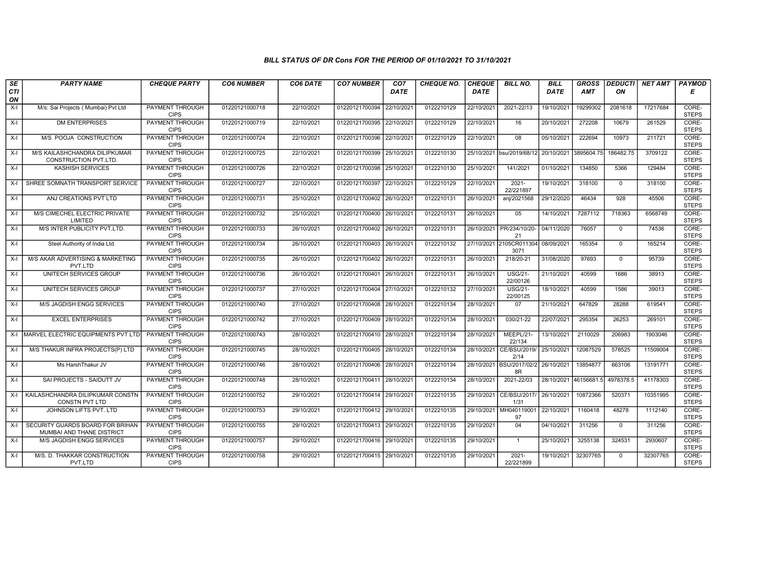### BILL STATUS OF DR Cons FOR THE PERIOD OF 01/10/2021 TO 31/10/2021

| SECTION | PARTY NAME | CHEQUE PARTY | CO6 NUMBER | CO6 DATE | CO7 NUMBER | CO7 DATE | CHEQUE NO. | CHEQUE DATE | BILL NO. | BILL DATE | GROSS AMT | DEDUCTION | NET AMT | PAYMODE |
|---|---|---|---|---|---|---|---|---|---|---|---|---|---|---|
| X-I | M/s: Sai Projects ( Mumbai) Pvt Ltd | PAYMENT THROUGH CIPS | 01220121000718 | 22/10/2021 | 01220121700394 | 22/10/2021 | 0122210129 | 22/10/2021 | 2021-22/13 | 19/10/2021 | 19299302 | 2081618 | 17217684 | CORE-STEPS |
| X-I | DM ENTERPRISES | PAYMENT THROUGH CIPS | 01220121000719 | 22/10/2021 | 01220121700395 | 22/10/2021 | 0122210129 | 22/10/2021 | 16 | 20/10/2021 | 272208 | 10679 | 261529 | CORE-STEPS |
| X-I | M/S POOJA CONSTRUCTION | PAYMENT THROUGH CIPS | 01220121000724 | 22/10/2021 | 01220121700396 | 22/10/2021 | 0122210129 | 22/10/2021 | 08 | 05/10/2021 | 222694 | 10973 | 211721 | CORE-STEPS |
| X-I | M/S KAILASHCHANDRA DILIPKUMAR CONSTRUCTION PVT.LTD. | PAYMENT THROUGH CIPS | 01220121000725 | 22/10/2021 | 01220121700399 | 25/10/2021 | 0122210130 | 25/10/2021 | bsu/2019/68/12 | 20/10/2021 | 3895604.75 | 186482.75 | 3709122 | CORE-STEPS |
| X-I | KASHISH SERVICES | PAYMENT THROUGH CIPS | 01220121000726 | 22/10/2021 | 01220121700398 | 25/10/2021 | 0122210130 | 25/10/2021 | 141/2021 | 01/10/2021 | 134850 | 5366 | 129484 | CORE-STEPS |
| X-I | SHREE SOMNATH TRANSPORT SERVICE | PAYMENT THROUGH CIPS | 01220121000727 | 22/10/2021 | 01220121700397 | 22/10/2021 | 0122210129 | 22/10/2021 | 2021-22/221897 | 19/10/2021 | 318100 | 0 | 318100 | CORE-STEPS |
| X-I | ANJ CREATIONS PVT LTD | PAYMENT THROUGH CIPS | 01220121000731 | 25/10/2021 | 01220121700402 | 26/10/2021 | 0122210131 | 26/10/2021 | anj/2021568 | 29/12/2020 | 46434 | 928 | 45506 | CORE-STEPS |
| X-I | M/S CIMECHEL ELECTRIC PRIVATE LIMITED | PAYMENT THROUGH CIPS | 01220121000732 | 25/10/2021 | 01220121700400 | 26/10/2021 | 0122210131 | 26/10/2021 | 05 | 14/10/2021 | 7287112 | 718363 | 6568749 | CORE-STEPS |
| X-I | M/S INTER PUBLICITY PVT.LTD. | PAYMENT THROUGH CIPS | 01220121000733 | 26/10/2021 | 01220121700402 | 26/10/2021 | 0122210131 | 26/10/2021 | PR/234/10/20-21 | 04/11/2020 | 76057 | 0 | 74536 | CORE-STEPS |
| X-I | Steel Authority of India Ltd. | PAYMENT THROUGH CIPS | 01220121000734 | 26/10/2021 | 01220121700403 | 26/10/2021 | 0122210132 | 27/10/2021 | 2105CR0113043071 | 08/09/2021 | 165354 | 0 | 165214 | CORE-STEPS |
| X-I | M/S AKAR ADVERTISING & MARKETING PVT.LTD | PAYMENT THROUGH CIPS | 01220121000735 | 26/10/2021 | 01220121700402 | 26/10/2021 | 0122210131 | 26/10/2021 | 218/20-21 | 31/08/2020 | 97693 | 0 | 95739 | CORE-STEPS |
| X-I | UNITECH SERVICES GROUP | PAYMENT THROUGH CIPS | 01220121000736 | 26/10/2021 | 01220121700401 | 26/10/2021 | 0122210131 | 26/10/2021 | USG/21-22/00126 | 21/10/2021 | 40599 | 1686 | 38913 | CORE-STEPS |
| X-I | UNITECH SERVICES GROUP | PAYMENT THROUGH CIPS | 01220121000737 | 27/10/2021 | 01220121700404 | 27/10/2021 | 0122210132 | 27/10/2021 | USG/21-22/00125 | 18/10/2021 | 40599 | 1586 | 39013 | CORE-STEPS |
| X-I | M/S JAGDISH ENGG SERVICES | PAYMENT THROUGH CIPS | 01220121000740 | 27/10/2021 | 01220121700408 | 28/10/2021 | 0122210134 | 28/10/2021 | 07 | 21/10/2021 | 647829 | 28288 | 619541 | CORE-STEPS |
| X-I | EXCEL ENTERPRISES | PAYMENT THROUGH CIPS | 01220121000742 | 27/10/2021 | 01220121700409 | 28/10/2021 | 0122210134 | 28/10/2021 | 030/21-22 | 22/07/2021 | 295354 | 26253 | 269101 | CORE-STEPS |
| X-I | MARVEL ELECTRIC EQUIPMENTS PVT LTD | PAYMENT THROUGH CIPS | 01220121000743 | 28/10/2021 | 01220121700410 | 28/10/2021 | 0122210134 | 28/10/2021 | MEEPL/21-22/134 | 13/10/2021 | 2110029 | 206983 | 1903046 | CORE-STEPS |
| X-I | M/S THAKUR INFRA PROJECTS(P) LTD | PAYMENT THROUGH CIPS | 01220121000745 | 28/10/2021 | 01220121700405 | 28/10/2021 | 0122210134 | 28/10/2021 | CE/BSU/2019/2/14 | 25/10/2021 | 12087529 | 578525 | 11509004 | CORE-STEPS |
| X-I | Ms HarshThakur JV | PAYMENT THROUGH CIPS | 01220121000746 | 28/10/2021 | 01220121700406 | 28/10/2021 | 0122210134 | 28/10/2021 | BSU/2017/02/28R | 26/10/2021 | 13854877 | 663106 | 13191771 | CORE-STEPS |
| X-I | SAI PROJECTS - SAIDUTT JV | PAYMENT THROUGH CIPS | 01220121000748 | 28/10/2021 | 01220121700411 | 28/10/2021 | 0122210134 | 28/10/2021 | 2021-22/03 | 28/10/2021 | 46156681.5 | 4978378.5 | 41178303 | CORE-STEPS |
| X-I | KAILASHCHANDRA DILIPKUMAR CONSTN CONSTN PVT LTD | PAYMENT THROUGH CIPS | 01220121000752 | 29/10/2021 | 01220121700414 | 29/10/2021 | 0122210135 | 29/10/2021 | CE/BSU/2017/1/31 | 26/10/2021 | 10872366 | 520371 | 10351995 | CORE-STEPS |
| X-I | JOHNSON LIFTS PVT. LTD | PAYMENT THROUGH CIPS | 01220121000753 | 29/10/2021 | 01220121700412 | 29/10/2021 | 0122210135 | 29/10/2021 | MH04011900197 | 22/10/2021 | 1160418 | 48278 | 1112140 | CORE-STEPS |
| X-I | SECURITY GUARDS BOARD FOR BRIHAN MUMBAI AND THANE DISTRICT | PAYMENT THROUGH CIPS | 01220121000755 | 29/10/2021 | 01220121700413 | 29/10/2021 | 0122210135 | 29/10/2021 | 04 | 04/10/2021 | 311256 | 0 | 311256 | CORE-STEPS |
| X-I | M/S JAGDISH ENGG SERVICES | PAYMENT THROUGH CIPS | 01220121000757 | 29/10/2021 | 01220121700416 | 29/10/2021 | 0122210135 | 29/10/2021 | 1 | 25/10/2021 | 3255138 | 324531 | 2930607 | CORE-STEPS |
| X-I | M/S. D. THAKKAR CONSTRUCTION PVT.LTD | PAYMENT THROUGH CIPS | 01220121000758 | 29/10/2021 | 01220121700415 | 29/10/2021 | 0122210135 | 29/10/2021 | 2021-22/221899 | 19/10/2021 | 32307765 | 0 | 32307765 | CORE-STEPS |